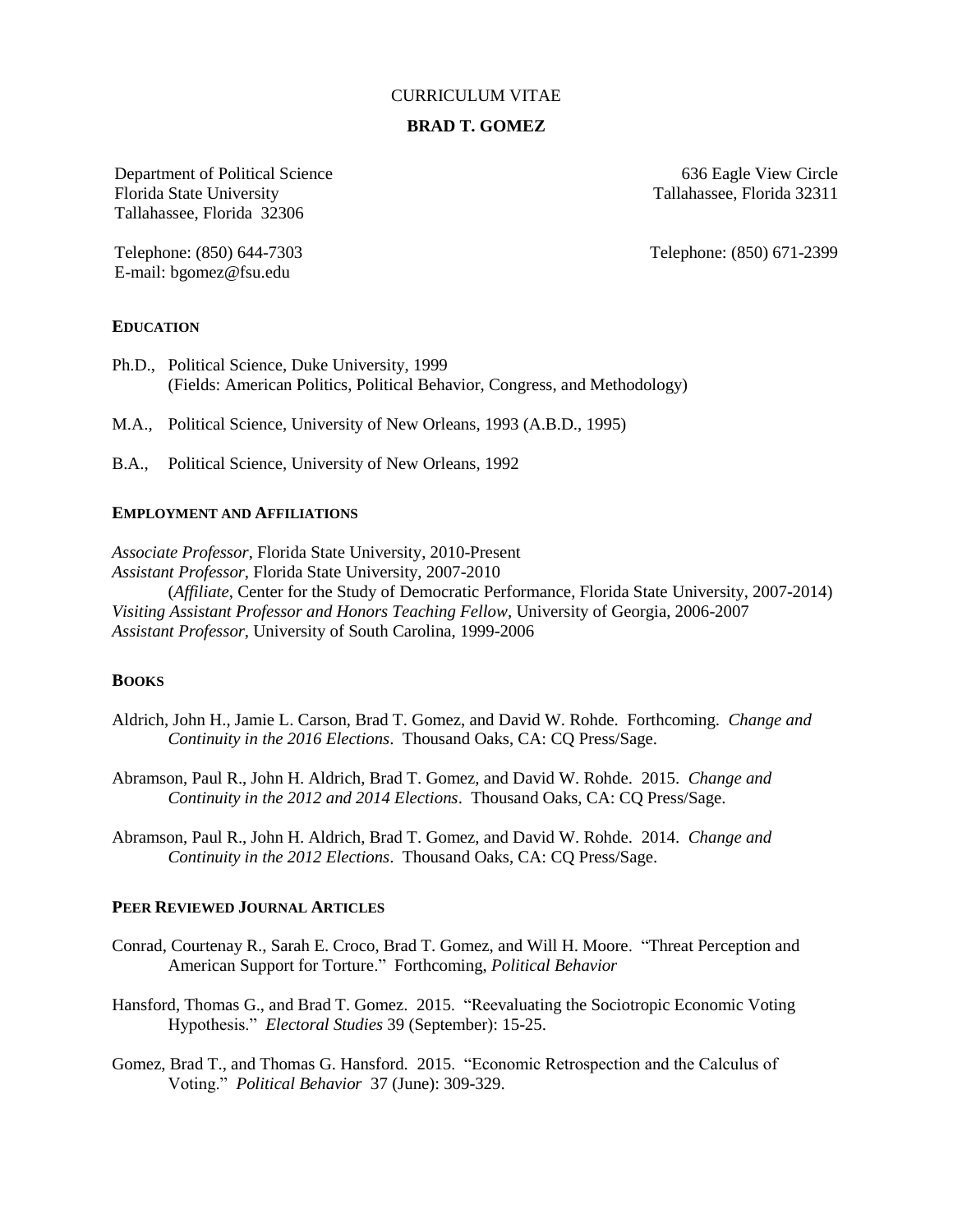CURRICULUM VITAE

# BRAD T. GOMEZ

Department of Political Science
Florida State University
Tallahassee, Florida 32306

Telephone: (850) 644-7303
E-mail: bgomez@fsu.edu

636 Eagle View Circle
Tallahassee, Florida 32311

Telephone: (850) 671-2399

## EDUCATION

Ph.D., Political Science, Duke University, 1999
(Fields: American Politics, Political Behavior, Congress, and Methodology)

M.A., Political Science, University of New Orleans, 1993 (A.B.D., 1995)

B.A., Political Science, University of New Orleans, 1992

## EMPLOYMENT AND AFFILIATIONS

*Associate Professor*, Florida State University, 2010-Present
*Assistant Professor*, Florida State University, 2007-2010
(*Affiliate*, Center for the Study of Democratic Performance, Florida State University, 2007-2014)
*Visiting Assistant Professor and Honors Teaching Fellow*, University of Georgia, 2006-2007
*Assistant Professor*, University of South Carolina, 1999-2006

## BOOKS

Aldrich, John H., Jamie L. Carson, Brad T. Gomez, and David W. Rohde. Forthcoming. *Change and Continuity in the 2016 Elections*. Thousand Oaks, CA: CQ Press/Sage.

Abramson, Paul R., John H. Aldrich, Brad T. Gomez, and David W. Rohde. 2015. *Change and Continuity in the 2012 and 2014 Elections*. Thousand Oaks, CA: CQ Press/Sage.

Abramson, Paul R., John H. Aldrich, Brad T. Gomez, and David W. Rohde. 2014. *Change and Continuity in the 2012 Elections*. Thousand Oaks, CA: CQ Press/Sage.

## PEER REVIEWED JOURNAL ARTICLES

Conrad, Courtenay R., Sarah E. Croco, Brad T. Gomez, and Will H. Moore. "Threat Perception and American Support for Torture." Forthcoming, *Political Behavior*

Hansford, Thomas G., and Brad T. Gomez. 2015. "Reevaluating the Sociotropic Economic Voting Hypothesis." *Electoral Studies* 39 (September): 15-25.

Gomez, Brad T., and Thomas G. Hansford. 2015. "Economic Retrospection and the Calculus of Voting." *Political Behavior* 37 (June): 309-329.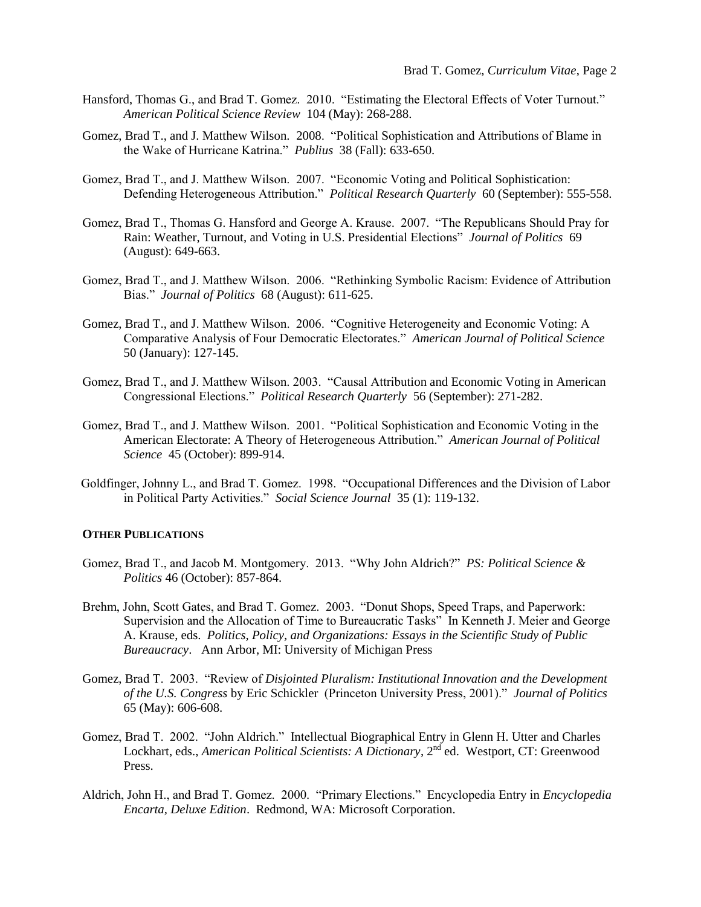Hansford, Thomas G., and Brad T. Gomez. 2010. "Estimating the Electoral Effects of Voter Turnout." *American Political Science Review* 104 (May): 268-288.

Gomez, Brad T., and J. Matthew Wilson. 2008. "Political Sophistication and Attributions of Blame in the Wake of Hurricane Katrina." *Publius* 38 (Fall): 633-650.

Gomez, Brad T., and J. Matthew Wilson. 2007. "Economic Voting and Political Sophistication: Defending Heterogeneous Attribution." *Political Research Quarterly* 60 (September): 555-558.

Gomez, Brad T., Thomas G. Hansford and George A. Krause. 2007. "The Republicans Should Pray for Rain: Weather, Turnout, and Voting in U.S. Presidential Elections" *Journal of Politics* 69 (August): 649-663.

Gomez, Brad T., and J. Matthew Wilson. 2006. "Rethinking Symbolic Racism: Evidence of Attribution Bias." *Journal of Politics* 68 (August): 611-625.

Gomez, Brad T., and J. Matthew Wilson. 2006. "Cognitive Heterogeneity and Economic Voting: A Comparative Analysis of Four Democratic Electorates." *American Journal of Political Science* 50 (January): 127-145.

Gomez, Brad T., and J. Matthew Wilson. 2003. "Causal Attribution and Economic Voting in American Congressional Elections." *Political Research Quarterly* 56 (September): 271-282.

Gomez, Brad T., and J. Matthew Wilson. 2001. "Political Sophistication and Economic Voting in the American Electorate: A Theory of Heterogeneous Attribution." *American Journal of Political Science* 45 (October): 899-914.

Goldfinger, Johnny L., and Brad T. Gomez. 1998. "Occupational Differences and the Division of Labor in Political Party Activities." *Social Science Journal* 35 (1): 119-132.

**OTHER PUBLICATIONS**

Gomez, Brad T., and Jacob M. Montgomery. 2013. "Why John Aldrich?" *PS: Political Science & Politics* 46 (October): 857-864.

Brehm, John, Scott Gates, and Brad T. Gomez. 2003. "Donut Shops, Speed Traps, and Paperwork: Supervision and the Allocation of Time to Bureaucratic Tasks" In Kenneth J. Meier and George A. Krause, eds. *Politics, Policy, and Organizations: Essays in the Scientific Study of Public Bureaucracy*. Ann Arbor, MI: University of Michigan Press

Gomez, Brad T. 2003. "Review of *Disjointed Pluralism: Institutional Innovation and the Development of the U.S. Congress* by Eric Schickler (Princeton University Press, 2001)." *Journal of Politics* 65 (May): 606-608.

Gomez, Brad T. 2002. "John Aldrich." Intellectual Biographical Entry in Glenn H. Utter and Charles Lockhart, eds., *American Political Scientists: A Dictionary*, 2nd ed. Westport, CT: Greenwood Press.

Aldrich, John H., and Brad T. Gomez. 2000. "Primary Elections." Encyclopedia Entry in *Encyclopedia Encarta, Deluxe Edition*. Redmond, WA: Microsoft Corporation.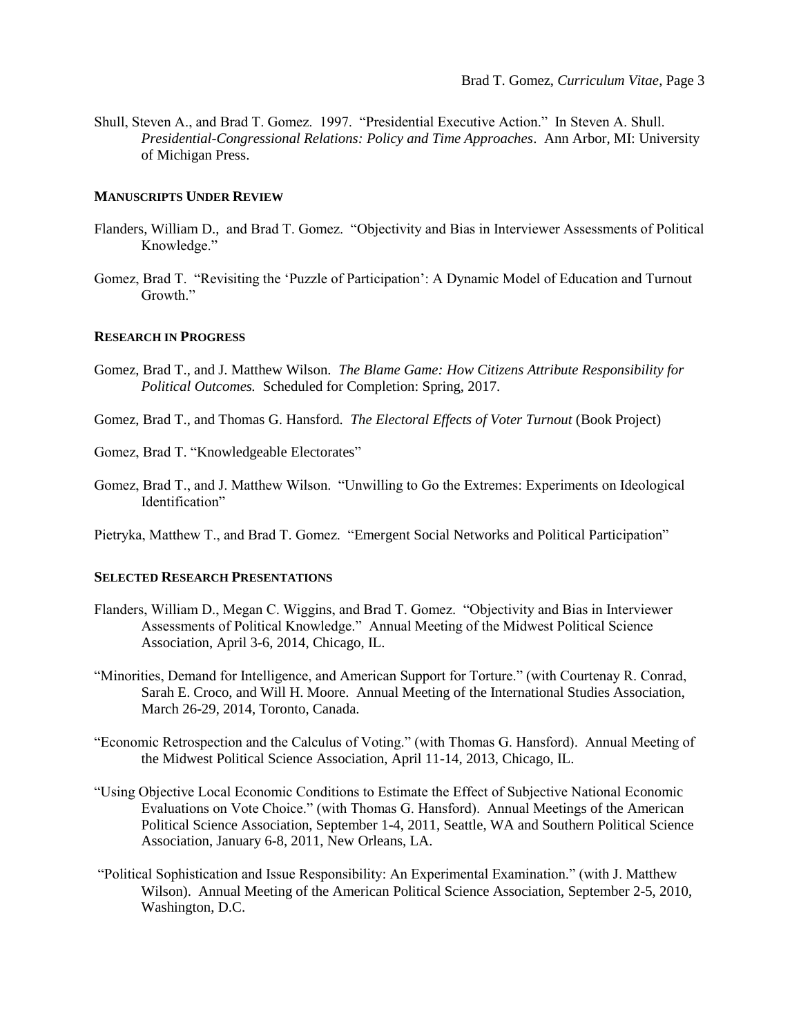Shull, Steven A., and Brad T. Gomez. 1997. "Presidential Executive Action." In Steven A. Shull. *Presidential-Congressional Relations: Policy and Time Approaches*. Ann Arbor, MI: University of Michigan Press.

### MANUSCRIPTS UNDER REVIEW

Flanders, William D., and Brad T. Gomez. "Objectivity and Bias in Interviewer Assessments of Political Knowledge."

Gomez, Brad T. "Revisiting the 'Puzzle of Participation': A Dynamic Model of Education and Turnout Growth."

### RESEARCH IN PROGRESS

Gomez, Brad T., and J. Matthew Wilson. *The Blame Game: How Citizens Attribute Responsibility for Political Outcomes.* Scheduled for Completion: Spring, 2017.

Gomez, Brad T., and Thomas G. Hansford. *The Electoral Effects of Voter Turnout* (Book Project)

Gomez, Brad T. "Knowledgeable Electorates"

Gomez, Brad T., and J. Matthew Wilson. "Unwilling to Go the Extremes: Experiments on Ideological Identification"

Pietryka, Matthew T., and Brad T. Gomez. "Emergent Social Networks and Political Participation"

### SELECTED RESEARCH PRESENTATIONS

Flanders, William D., Megan C. Wiggins, and Brad T. Gomez. "Objectivity and Bias in Interviewer Assessments of Political Knowledge." Annual Meeting of the Midwest Political Science Association, April 3-6, 2014, Chicago, IL.

"Minorities, Demand for Intelligence, and American Support for Torture." (with Courtenay R. Conrad, Sarah E. Croco, and Will H. Moore. Annual Meeting of the International Studies Association, March 26-29, 2014, Toronto, Canada.

"Economic Retrospection and the Calculus of Voting." (with Thomas G. Hansford). Annual Meeting of the Midwest Political Science Association, April 11-14, 2013, Chicago, IL.

"Using Objective Local Economic Conditions to Estimate the Effect of Subjective National Economic Evaluations on Vote Choice." (with Thomas G. Hansford). Annual Meetings of the American Political Science Association, September 1-4, 2011, Seattle, WA and Southern Political Science Association, January 6-8, 2011, New Orleans, LA.

"Political Sophistication and Issue Responsibility: An Experimental Examination." (with J. Matthew Wilson). Annual Meeting of the American Political Science Association, September 2-5, 2010, Washington, D.C.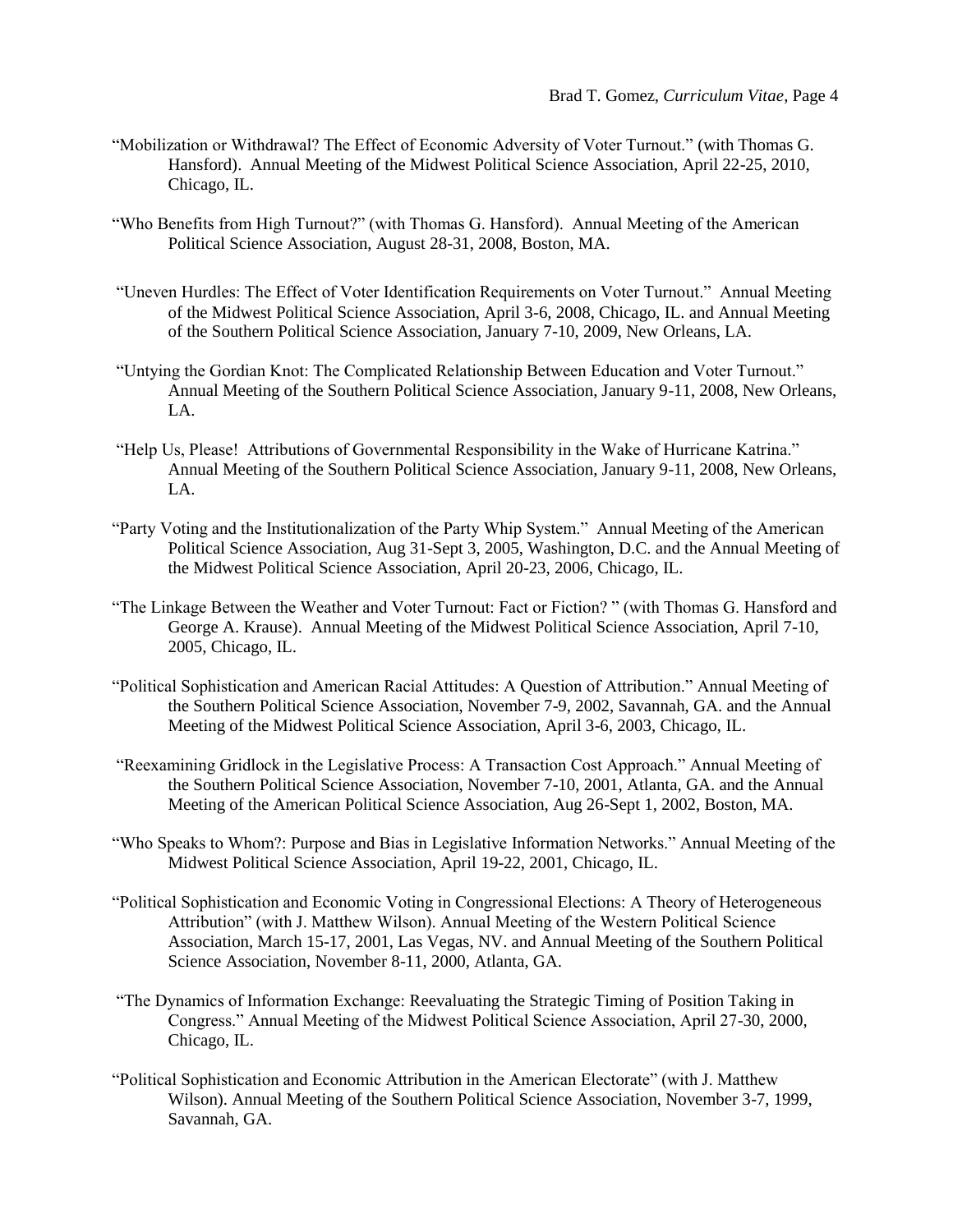"Mobilization or Withdrawal? The Effect of Economic Adversity of Voter Turnout." (with Thomas G. Hansford). Annual Meeting of the Midwest Political Science Association, April 22-25, 2010, Chicago, IL.

"Who Benefits from High Turnout?" (with Thomas G. Hansford). Annual Meeting of the American Political Science Association, August 28-31, 2008, Boston, MA.

"Uneven Hurdles: The Effect of Voter Identification Requirements on Voter Turnout." Annual Meeting of the Midwest Political Science Association, April 3-6, 2008, Chicago, IL. and Annual Meeting of the Southern Political Science Association, January 7-10, 2009, New Orleans, LA.

"Untying the Gordian Knot: The Complicated Relationship Between Education and Voter Turnout." Annual Meeting of the Southern Political Science Association, January 9-11, 2008, New Orleans, LA.

"Help Us, Please! Attributions of Governmental Responsibility in the Wake of Hurricane Katrina." Annual Meeting of the Southern Political Science Association, January 9-11, 2008, New Orleans, LA.

"Party Voting and the Institutionalization of the Party Whip System." Annual Meeting of the American Political Science Association, Aug 31-Sept 3, 2005, Washington, D.C. and the Annual Meeting of the Midwest Political Science Association, April 20-23, 2006, Chicago, IL.

"The Linkage Between the Weather and Voter Turnout: Fact or Fiction? " (with Thomas G. Hansford and George A. Krause). Annual Meeting of the Midwest Political Science Association, April 7-10, 2005, Chicago, IL.

"Political Sophistication and American Racial Attitudes: A Question of Attribution." Annual Meeting of the Southern Political Science Association, November 7-9, 2002, Savannah, GA. and the Annual Meeting of the Midwest Political Science Association, April 3-6, 2003, Chicago, IL.

"Reexamining Gridlock in the Legislative Process: A Transaction Cost Approach." Annual Meeting of the Southern Political Science Association, November 7-10, 2001, Atlanta, GA. and the Annual Meeting of the American Political Science Association, Aug 26-Sept 1, 2002, Boston, MA.

"Who Speaks to Whom?: Purpose and Bias in Legislative Information Networks." Annual Meeting of the Midwest Political Science Association, April 19-22, 2001, Chicago, IL.

"Political Sophistication and Economic Voting in Congressional Elections: A Theory of Heterogeneous Attribution" (with J. Matthew Wilson). Annual Meeting of the Western Political Science Association, March 15-17, 2001, Las Vegas, NV. and Annual Meeting of the Southern Political Science Association, November 8-11, 2000, Atlanta, GA.

"The Dynamics of Information Exchange: Reevaluating the Strategic Timing of Position Taking in Congress." Annual Meeting of the Midwest Political Science Association, April 27-30, 2000, Chicago, IL.

"Political Sophistication and Economic Attribution in the American Electorate" (with J. Matthew Wilson). Annual Meeting of the Southern Political Science Association, November 3-7, 1999, Savannah, GA.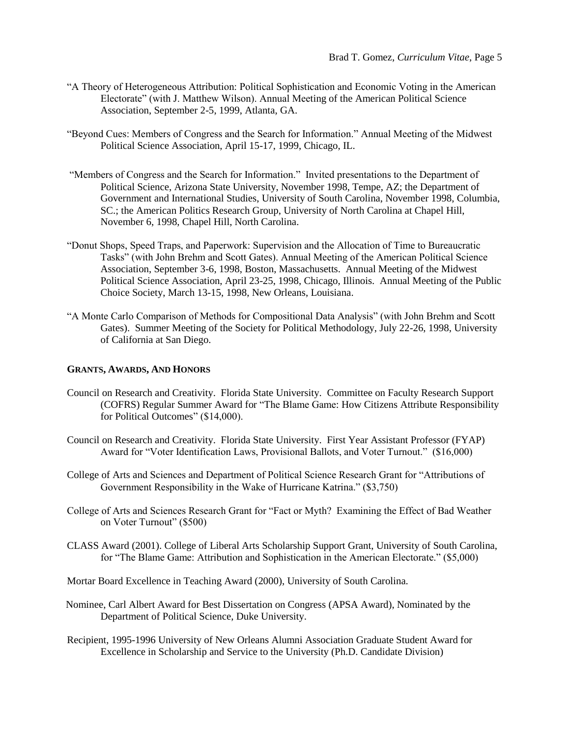"A Theory of Heterogeneous Attribution: Political Sophistication and Economic Voting in the American Electorate" (with J. Matthew Wilson). Annual Meeting of the American Political Science Association, September 2-5, 1999, Atlanta, GA.

"Beyond Cues: Members of Congress and the Search for Information." Annual Meeting of the Midwest Political Science Association, April 15-17, 1999, Chicago, IL.

"Members of Congress and the Search for Information." Invited presentations to the Department of Political Science, Arizona State University, November 1998, Tempe, AZ; the Department of Government and International Studies, University of South Carolina, November 1998, Columbia, SC.; the American Politics Research Group, University of North Carolina at Chapel Hill, November 6, 1998, Chapel Hill, North Carolina.

"Donut Shops, Speed Traps, and Paperwork: Supervision and the Allocation of Time to Bureaucratic Tasks" (with John Brehm and Scott Gates). Annual Meeting of the American Political Science Association, September 3-6, 1998, Boston, Massachusetts. Annual Meeting of the Midwest Political Science Association, April 23-25, 1998, Chicago, Illinois. Annual Meeting of the Public Choice Society, March 13-15, 1998, New Orleans, Louisiana.

"A Monte Carlo Comparison of Methods for Compositional Data Analysis" (with John Brehm and Scott Gates). Summer Meeting of the Society for Political Methodology, July 22-26, 1998, University of California at San Diego.

## GRANTS, AWARDS, AND HONORS

Council on Research and Creativity. Florida State University. Committee on Faculty Research Support (COFRS) Regular Summer Award for "The Blame Game: How Citizens Attribute Responsibility for Political Outcomes" ($14,000).

Council on Research and Creativity. Florida State University. First Year Assistant Professor (FYAP) Award for "Voter Identification Laws, Provisional Ballots, and Voter Turnout." ($16,000)

College of Arts and Sciences and Department of Political Science Research Grant for "Attributions of Government Responsibility in the Wake of Hurricane Katrina." ($3,750)

College of Arts and Sciences Research Grant for "Fact or Myth? Examining the Effect of Bad Weather on Voter Turnout" ($500)

CLASS Award (2001). College of Liberal Arts Scholarship Support Grant, University of South Carolina, for "The Blame Game: Attribution and Sophistication in the American Electorate." ($5,000)

Mortar Board Excellence in Teaching Award (2000), University of South Carolina.

Nominee, Carl Albert Award for Best Dissertation on Congress (APSA Award), Nominated by the Department of Political Science, Duke University.

Recipient, 1995-1996 University of New Orleans Alumni Association Graduate Student Award for Excellence in Scholarship and Service to the University (Ph.D. Candidate Division)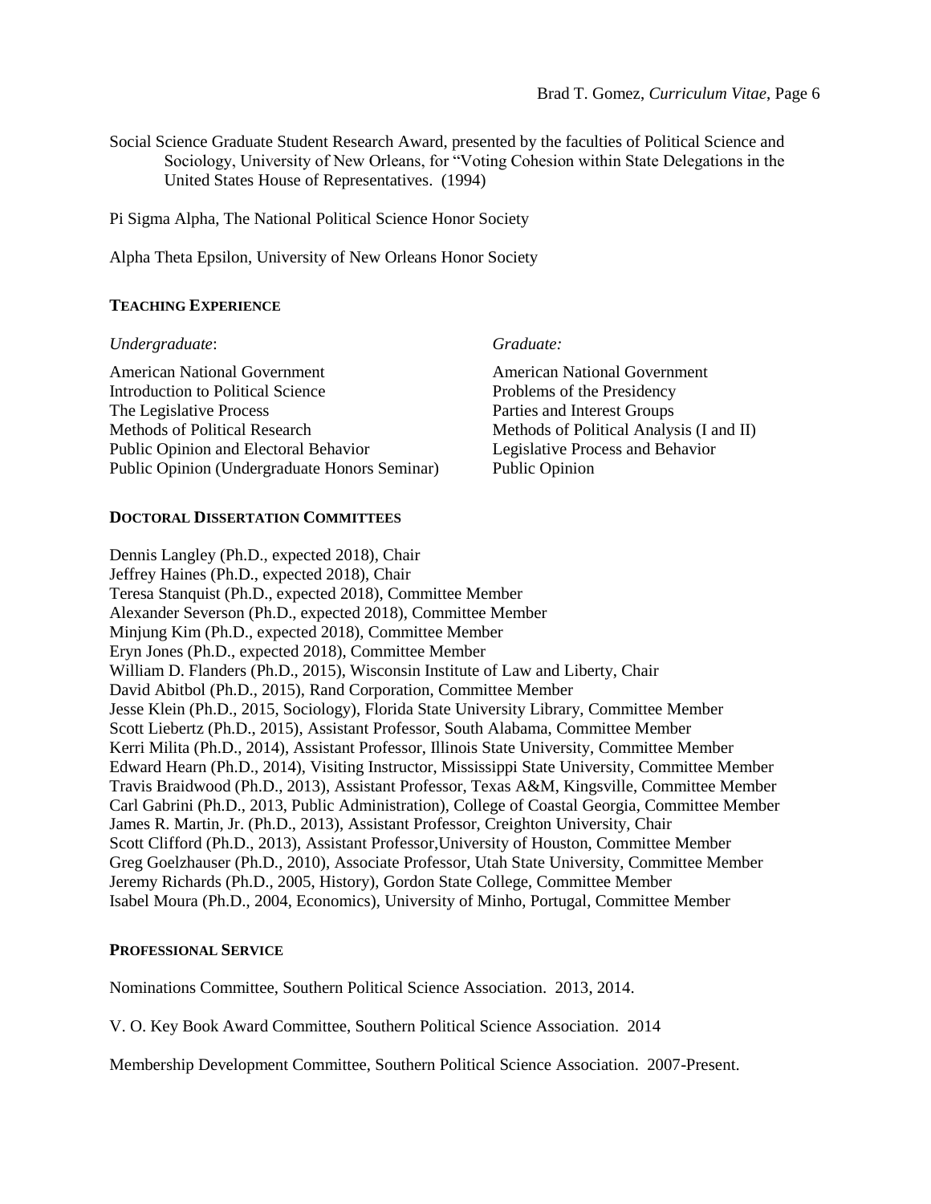Social Science Graduate Student Research Award, presented by the faculties of Political Science and Sociology, University of New Orleans, for "Voting Cohesion within State Delegations in the United States House of Representatives. (1994)

Pi Sigma Alpha, The National Political Science Honor Society

Alpha Theta Epsilon, University of New Orleans Honor Society

## TEACHING EXPERIENCE

*Undergraduate*:

- American National Government
- Introduction to Political Science
- The Legislative Process
- Methods of Political Research
- Public Opinion and Electoral Behavior
- Public Opinion (Undergraduate Honors Seminar)

*Graduate:*

- American National Government
- Problems of the Presidency
- Parties and Interest Groups
- Methods of Political Analysis (I and II)
- Legislative Process and Behavior
- Public Opinion

## DOCTORAL DISSERTATION COMMITTEES

Dennis Langley (Ph.D., expected 2018), Chair
Jeffrey Haines (Ph.D., expected 2018), Chair
Teresa Stanquist (Ph.D., expected 2018), Committee Member
Alexander Severson (Ph.D., expected 2018), Committee Member
Minjung Kim (Ph.D., expected 2018), Committee Member
Eryn Jones (Ph.D., expected 2018), Committee Member
William D. Flanders (Ph.D., 2015), Wisconsin Institute of Law and Liberty, Chair
David Abitbol (Ph.D., 2015), Rand Corporation, Committee Member
Jesse Klein (Ph.D., 2015, Sociology), Florida State University Library, Committee Member
Scott Liebertz (Ph.D., 2015), Assistant Professor, South Alabama, Committee Member
Kerri Milita (Ph.D., 2014), Assistant Professor, Illinois State University, Committee Member
Edward Hearn (Ph.D., 2014), Visiting Instructor, Mississippi State University, Committee Member
Travis Braidwood (Ph.D., 2013), Assistant Professor, Texas A&M, Kingsville, Committee Member
Carl Gabrini (Ph.D., 2013, Public Administration), College of Coastal Georgia, Committee Member
James R. Martin, Jr. (Ph.D., 2013), Assistant Professor, Creighton University, Chair
Scott Clifford (Ph.D., 2013), Assistant Professor,University of Houston, Committee Member
Greg Goelzhauser (Ph.D., 2010), Associate Professor, Utah State University, Committee Member
Jeremy Richards (Ph.D., 2005, History), Gordon State College, Committee Member
Isabel Moura (Ph.D., 2004, Economics), University of Minho, Portugal, Committee Member

## PROFESSIONAL SERVICE

Nominations Committee, Southern Political Science Association. 2013, 2014.

V. O. Key Book Award Committee, Southern Political Science Association. 2014

Membership Development Committee, Southern Political Science Association. 2007-Present.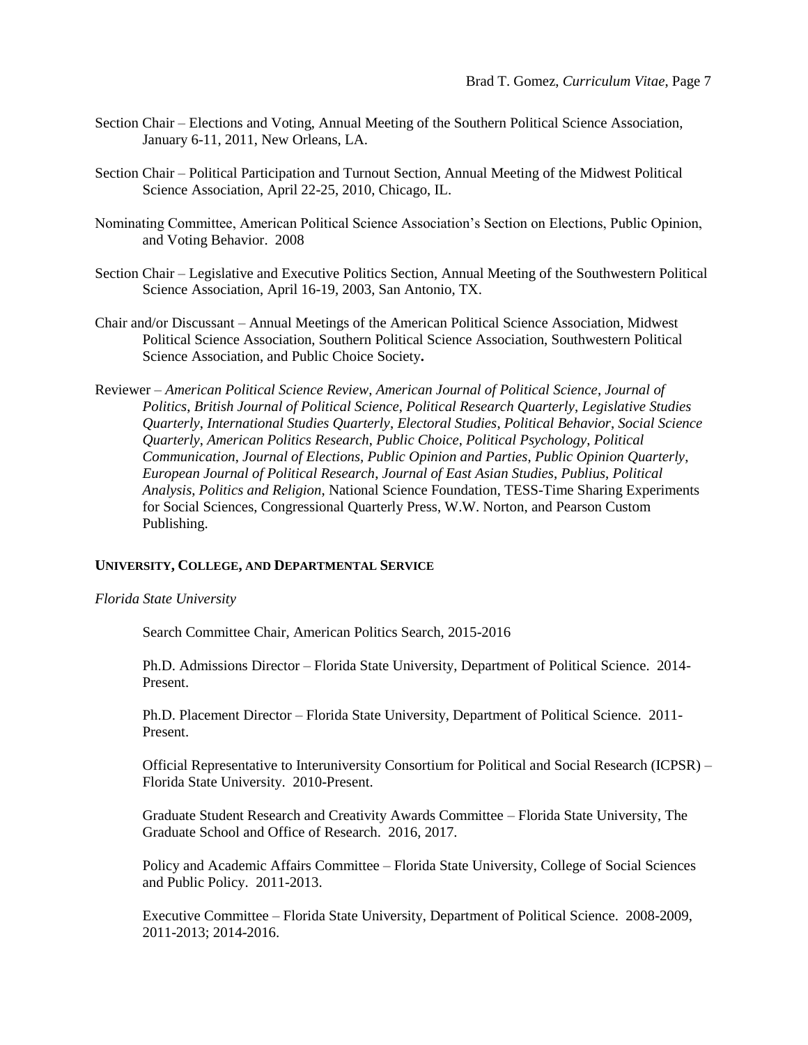Section Chair – Elections and Voting, Annual Meeting of the Southern Political Science Association, January 6-11, 2011, New Orleans, LA.

Section Chair – Political Participation and Turnout Section, Annual Meeting of the Midwest Political Science Association, April 22-25, 2010, Chicago, IL.

Nominating Committee, American Political Science Association's Section on Elections, Public Opinion, and Voting Behavior. 2008

Section Chair – Legislative and Executive Politics Section, Annual Meeting of the Southwestern Political Science Association, April 16-19, 2003, San Antonio, TX.

Chair and/or Discussant – Annual Meetings of the American Political Science Association, Midwest Political Science Association, Southern Political Science Association, Southwestern Political Science Association, and Public Choice Society**.**

Reviewer – *American Political Science Review*, *American Journal of Political Science*, *Journal of Politics, British Journal of Political Science*, *Political Research Quarterly*, *Legislative Studies Quarterly*, *International Studies Quarterly*, *Electoral Studies*, *Political Behavior*, *Social Science Quarterly*, *American Politics Research*, *Public Choice*, *Political Psychology*, *Political Communication*, *Journal of Elections, Public Opinion and Parties*, *Public Opinion Quarterly*, *European Journal of Political Research, Journal of East Asian Studies*, *Publius*, *Political Analysis*, *Politics and Religion*, National Science Foundation, TESS-Time Sharing Experiments for Social Sciences, Congressional Quarterly Press, W.W. Norton, and Pearson Custom Publishing.

## UNIVERSITY, COLLEGE, AND DEPARTMENTAL SERVICE

*Florida State University*

Search Committee Chair, American Politics Search, 2015-2016

Ph.D. Admissions Director – Florida State University, Department of Political Science. 2014-Present.

Ph.D. Placement Director – Florida State University, Department of Political Science. 2011-Present.

Official Representative to Interuniversity Consortium for Political and Social Research (ICPSR) – Florida State University. 2010-Present.

Graduate Student Research and Creativity Awards Committee – Florida State University, The Graduate School and Office of Research. 2016, 2017.

Policy and Academic Affairs Committee – Florida State University, College of Social Sciences and Public Policy. 2011-2013.

Executive Committee – Florida State University, Department of Political Science. 2008-2009, 2011-2013; 2014-2016.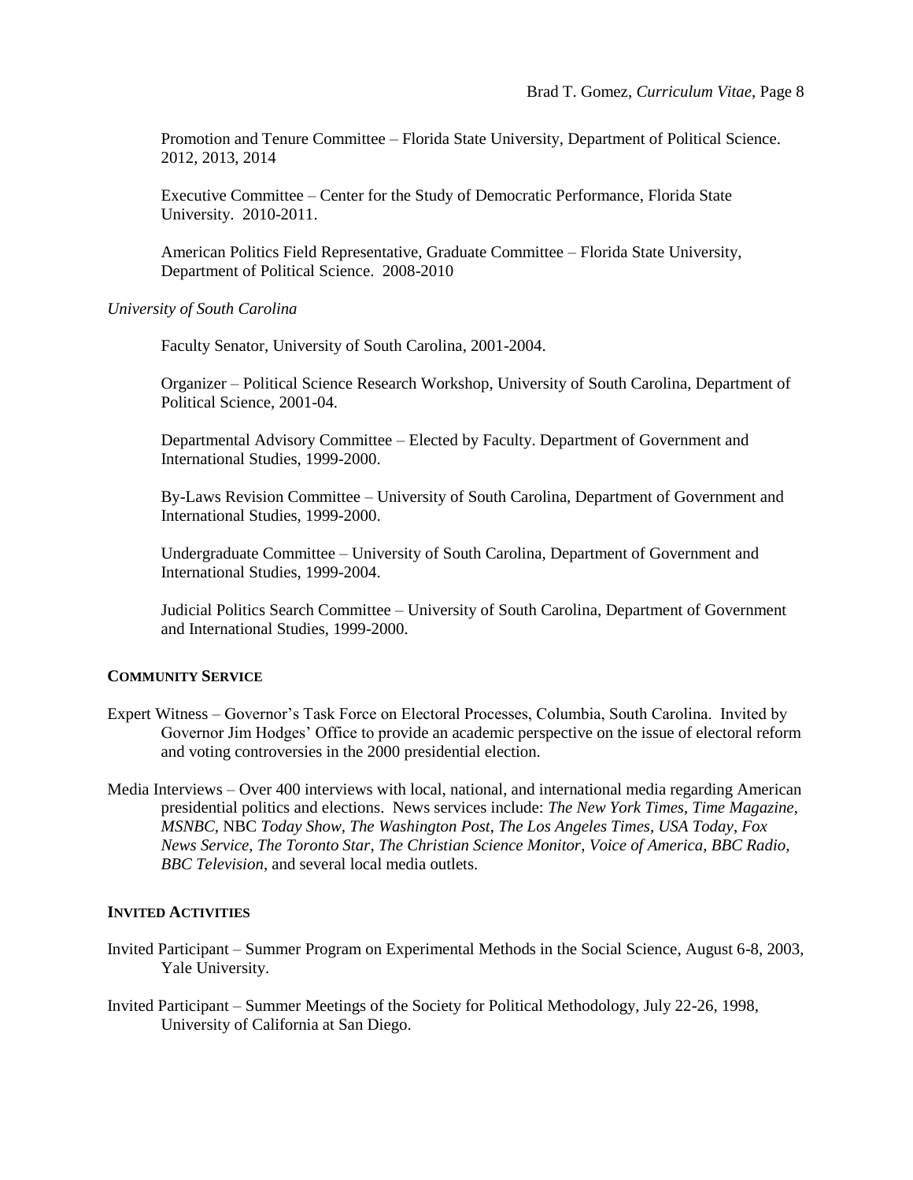Promotion and Tenure Committee – Florida State University, Department of Political Science. 2012, 2013, 2014

Executive Committee – Center for the Study of Democratic Performance, Florida State University. 2010-2011.

American Politics Field Representative, Graduate Committee – Florida State University, Department of Political Science. 2008-2010

*University of South Carolina*

Faculty Senator, University of South Carolina, 2001-2004.

Organizer – Political Science Research Workshop, University of South Carolina, Department of Political Science, 2001-04.

Departmental Advisory Committee – Elected by Faculty. Department of Government and International Studies, 1999-2000.

By-Laws Revision Committee – University of South Carolina, Department of Government and International Studies, 1999-2000.

Undergraduate Committee – University of South Carolina, Department of Government and International Studies, 1999-2004.

Judicial Politics Search Committee – University of South Carolina, Department of Government and International Studies, 1999-2000.

## COMMUNITY SERVICE

Expert Witness – Governor's Task Force on Electoral Processes, Columbia, South Carolina. Invited by Governor Jim Hodges' Office to provide an academic perspective on the issue of electoral reform and voting controversies in the 2000 presidential election.

Media Interviews – Over 400 interviews with local, national, and international media regarding American presidential politics and elections. News services include: *The New York Times*, *Time Magazine*, *MSNBC*, NBC *Today Show*, *The Washington Post*, *The Los Angeles Times*, *USA Today*, *Fox News Service*, *The Toronto Star*, *The Christian Science Monitor*, *Voice of America*, *BBC Radio*, *BBC Television*, and several local media outlets.

## INVITED ACTIVITIES

Invited Participant – Summer Program on Experimental Methods in the Social Science, August 6-8, 2003, Yale University.

Invited Participant – Summer Meetings of the Society for Political Methodology, July 22-26, 1998, University of California at San Diego.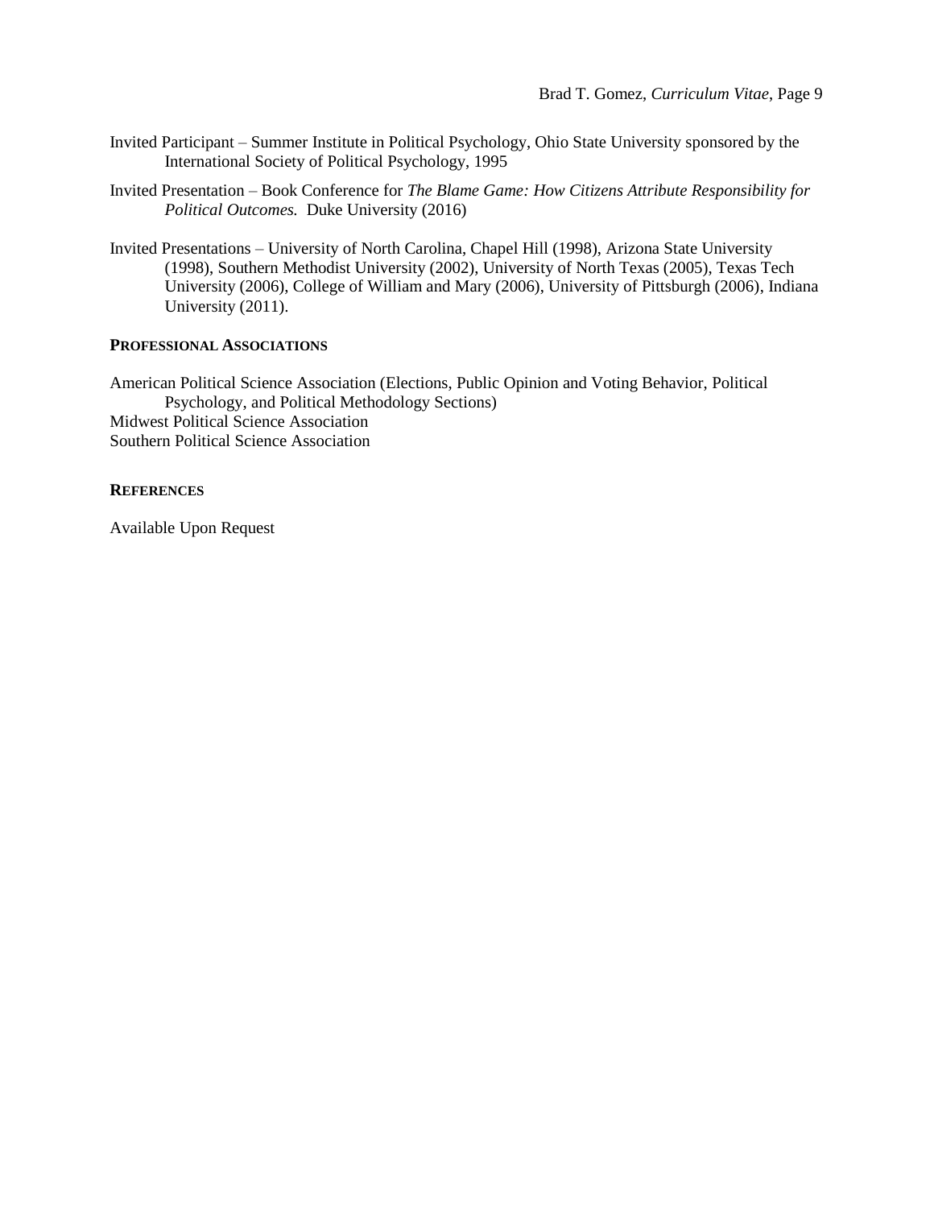Invited Participant – Summer Institute in Political Psychology, Ohio State University sponsored by the International Society of Political Psychology, 1995

Invited Presentation – Book Conference for *The Blame Game: How Citizens Attribute Responsibility for Political Outcomes.* Duke University (2016)

Invited Presentations – University of North Carolina, Chapel Hill (1998), Arizona State University (1998), Southern Methodist University (2002), University of North Texas (2005), Texas Tech University (2006), College of William and Mary (2006), University of Pittsburgh (2006), Indiana University (2011).

## PROFESSIONAL ASSOCIATIONS

American Political Science Association (Elections, Public Opinion and Voting Behavior, Political Psychology, and Political Methodology Sections)
Midwest Political Science Association
Southern Political Science Association

## REFERENCES

Available Upon Request